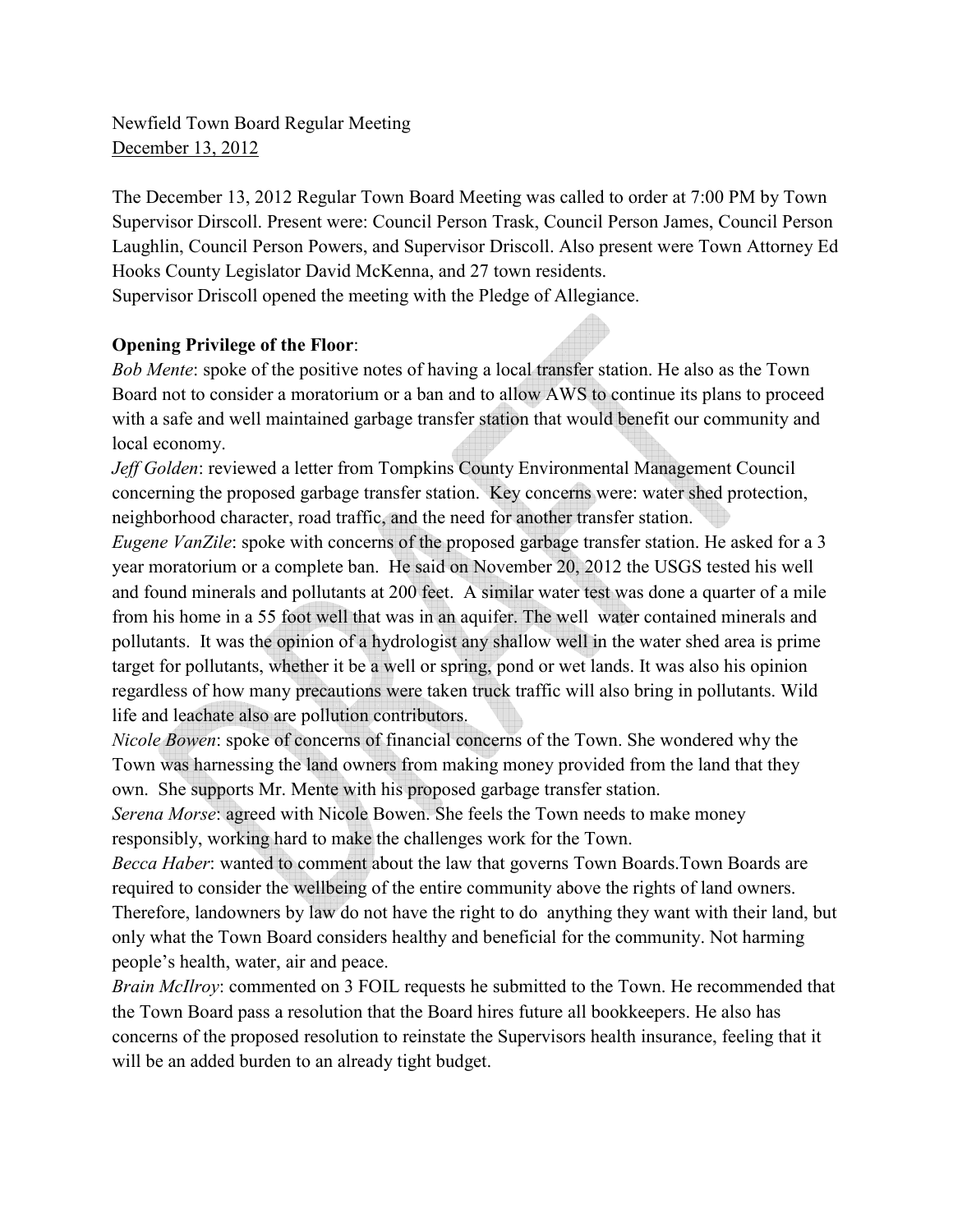Newfield Town Board Regular Meeting
December 13, 2012

The December 13, 2012 Regular Town Board Meeting was called to order at 7:00 PM by Town Supervisor Dirscoll. Present were: Council Person Trask, Council Person James, Council Person Laughlin, Council Person Powers, and Supervisor Driscoll. Also present were Town Attorney Ed Hooks County Legislator David McKenna, and 27 town residents.
Supervisor Driscoll opened the meeting with the Pledge of Allegiance.

**Opening Privilege of the Floor**:
*Bob Mente*: spoke of the positive notes of having a local transfer station. He also as the Town Board not to consider a moratorium or a ban and to allow AWS to continue its plans to proceed with a safe and well maintained garbage transfer station that would benefit our community and local economy.
*Jeff Golden*: reviewed a letter from Tompkins County Environmental Management Council concerning the proposed garbage transfer station. Key concerns were: water shed protection, neighborhood character, road traffic, and the need for another transfer station.
*Eugene VanZile*: spoke with concerns of the proposed garbage transfer station. He asked for a 3 year moratorium or a complete ban. He said on November 20, 2012 the USGS tested his well and found minerals and pollutants at 200 feet. A similar water test was done a quarter of a mile from his home in a 55 foot well that was in an aquifer. The well water contained minerals and pollutants. It was the opinion of a hydrologist any shallow well in the water shed area is prime target for pollutants, whether it be a well or spring, pond or wet lands. It was also his opinion regardless of how many precautions were taken truck traffic will also bring in pollutants. Wild life and leachate also are pollution contributors.
*Nicole Bowen*: spoke of concerns of financial concerns of the Town. She wondered why the Town was harnessing the land owners from making money provided from the land that they own. She supports Mr. Mente with his proposed garbage transfer station.
*Serena Morse*: agreed with Nicole Bowen. She feels the Town needs to make money responsibly, working hard to make the challenges work for the Town.
*Becca Haber*: wanted to comment about the law that governs Town Boards.Town Boards are required to consider the wellbeing of the entire community above the rights of land owners. Therefore, landowners by law do not have the right to do anything they want with their land, but only what the Town Board considers healthy and beneficial for the community. Not harming people's health, water, air and peace.
*Brain McIlroy*: commented on 3 FOIL requests he submitted to the Town. He recommended that the Town Board pass a resolution that the Board hires future all bookkeepers. He also has concerns of the proposed resolution to reinstate the Supervisors health insurance, feeling that it will be an added burden to an already tight budget.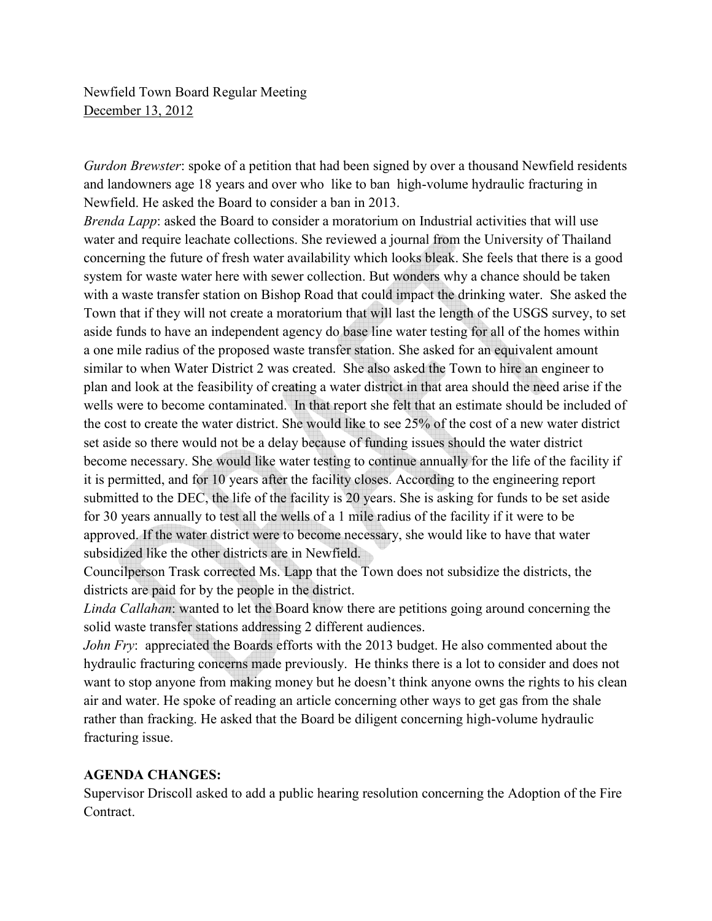Newfield Town Board Regular Meeting
December 13, 2012

*Gurdon Brewster*: spoke of a petition that had been signed by over a thousand Newfield residents and landowners age 18 years and over who like to ban high-volume hydraulic fracturing in Newfield. He asked the Board to consider a ban in 2013.

*Brenda Lapp*: asked the Board to consider a moratorium on Industrial activities that will use water and require leachate collections. She reviewed a journal from the University of Thailand concerning the future of fresh water availability which looks bleak. She feels that there is a good system for waste water here with sewer collection. But wonders why a chance should be taken with a waste transfer station on Bishop Road that could impact the drinking water. She asked the Town that if they will not create a moratorium that will last the length of the USGS survey, to set aside funds to have an independent agency do base line water testing for all of the homes within a one mile radius of the proposed waste transfer station. She asked for an equivalent amount similar to when Water District 2 was created. She also asked the Town to hire an engineer to plan and look at the feasibility of creating a water district in that area should the need arise if the wells were to become contaminated. In that report she felt that an estimate should be included of the cost to create the water district. She would like to see 25% of the cost of a new water district set aside so there would not be a delay because of funding issues should the water district become necessary. She would like water testing to continue annually for the life of the facility if it is permitted, and for 10 years after the facility closes. According to the engineering report submitted to the DEC, the life of the facility is 20 years. She is asking for funds to be set aside for 30 years annually to test all the wells of a 1 mile radius of the facility if it were to be approved. If the water district were to become necessary, she would like to have that water subsidized like the other districts are in Newfield.

Councilperson Trask corrected Ms. Lapp that the Town does not subsidize the districts, the districts are paid for by the people in the district.

*Linda Callahan*: wanted to let the Board know there are petitions going around concerning the solid waste transfer stations addressing 2 different audiences.

*John Fry*: appreciated the Boards efforts with the 2013 budget. He also commented about the hydraulic fracturing concerns made previously. He thinks there is a lot to consider and does not want to stop anyone from making money but he doesn't think anyone owns the rights to his clean air and water. He spoke of reading an article concerning other ways to get gas from the shale rather than fracking. He asked that the Board be diligent concerning high-volume hydraulic fracturing issue.

**AGENDA CHANGES:**

Supervisor Driscoll asked to add a public hearing resolution concerning the Adoption of the Fire Contract.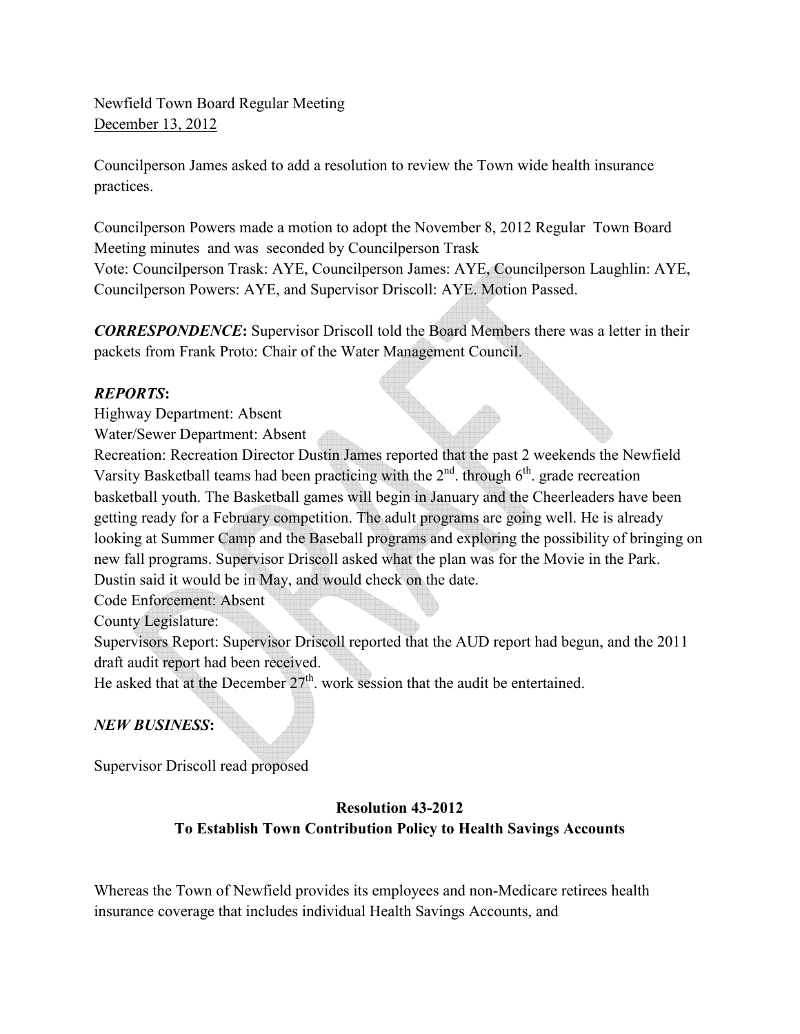Newfield Town Board Regular Meeting
December 13, 2012

Councilperson James asked to add a resolution to review the Town wide health insurance practices.

Councilperson Powers made a motion to adopt the November 8, 2012 Regular Town Board Meeting minutes and was seconded by Councilperson Trask
Vote: Councilperson Trask: AYE, Councilperson James: AYE, Councilperson Laughlin: AYE, Councilperson Powers: AYE, and Supervisor Driscoll: AYE. Motion Passed.

***CORRESPONDENCE*:** Supervisor Driscoll told the Board Members there was a letter in their packets from Frank Proto: Chair of the Water Management Council.

***REPORTS*:**

Highway Department: Absent
Water/Sewer Department: Absent
Recreation: Recreation Director Dustin James reported that the past 2 weekends the Newfield Varsity Basketball teams had been practicing with the 2nd. through 6th. grade recreation basketball youth. The Basketball games will begin in January and the Cheerleaders have been getting ready for a February competition. The adult programs are going well. He is already looking at Summer Camp and the Baseball programs and exploring the possibility of bringing on new fall programs. Supervisor Driscoll asked what the plan was for the Movie in the Park. Dustin said it would be in May, and would check on the date.
Code Enforcement: Absent
County Legislature:
Supervisors Report: Supervisor Driscoll reported that the AUD report had begun, and the 2011 draft audit report had been received.
He asked that at the December 27th. work session that the audit be entertained.

***NEW BUSINESS*:**

Supervisor Driscoll read proposed

**Resolution 43-2012**
**To Establish Town Contribution Policy to Health Savings Accounts**

Whereas the Town of Newfield provides its employees and non-Medicare retirees health insurance coverage that includes individual Health Savings Accounts, and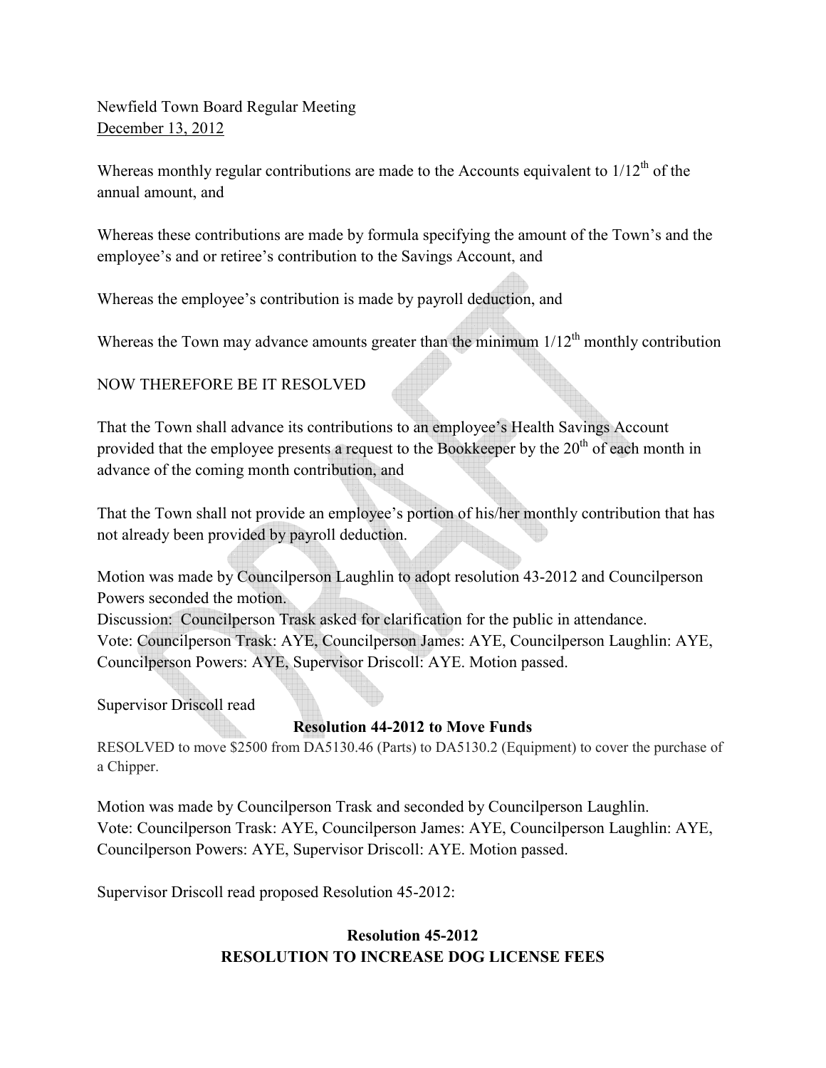Newfield Town Board Regular Meeting
December 13, 2012

Whereas monthly regular contributions are made to the Accounts equivalent to 1/12th of the annual amount, and

Whereas these contributions are made by formula specifying the amount of the Town's and the employee's and or retiree's contribution to the Savings Account, and

Whereas the employee's contribution is made by payroll deduction, and

Whereas the Town may advance amounts greater than the minimum 1/12th monthly contribution

NOW THEREFORE BE IT RESOLVED

That the Town shall advance its contributions to an employee's Health Savings Account provided that the employee presents a request to the Bookkeeper by the 20th of each month in advance of the coming month contribution, and

That the Town shall not provide an employee's portion of his/her monthly contribution that has not already been provided by payroll deduction.

Motion was made by Councilperson Laughlin to adopt resolution 43-2012 and Councilperson Powers seconded the motion.
Discussion: Councilperson Trask asked for clarification for the public in attendance.
Vote: Councilperson Trask: AYE, Councilperson James: AYE, Councilperson Laughlin: AYE, Councilperson Powers: AYE, Supervisor Driscoll: AYE. Motion passed.

Supervisor Driscoll read

**Resolution 44-2012 to Move Funds**

RESOLVED to move $2500 from DA5130.46 (Parts) to DA5130.2 (Equipment) to cover the purchase of a Chipper.

Motion was made by Councilperson Trask and seconded by Councilperson Laughlin.
Vote: Councilperson Trask: AYE, Councilperson James: AYE, Councilperson Laughlin: AYE, Councilperson Powers: AYE, Supervisor Driscoll: AYE. Motion passed.

Supervisor Driscoll read proposed Resolution 45-2012:

**Resolution 45-2012**
**RESOLUTION TO INCREASE DOG LICENSE FEES**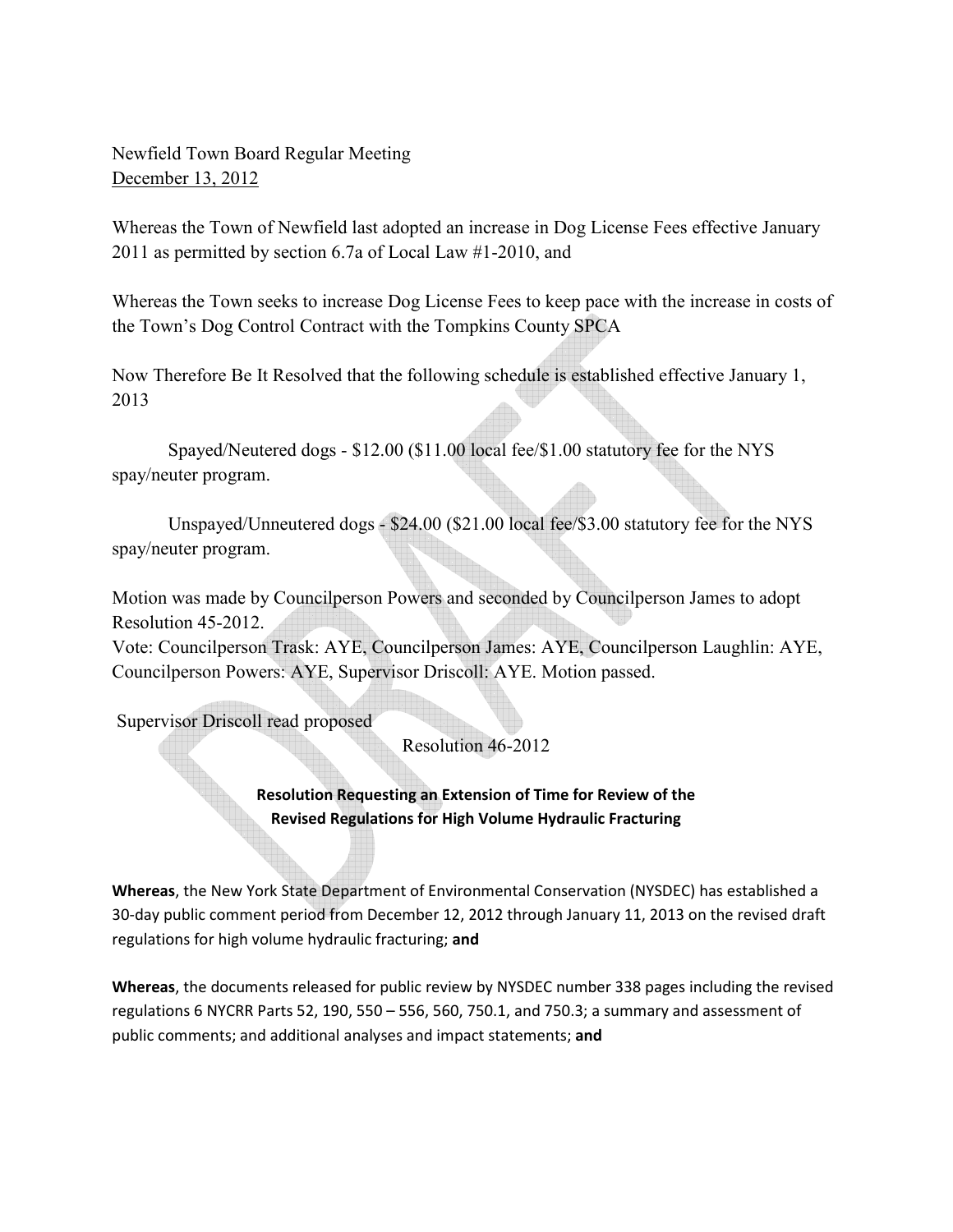Newfield Town Board Regular Meeting
December 13, 2012

Whereas the Town of Newfield last adopted an increase in Dog License Fees effective January 2011 as permitted by section 6.7a of Local Law #1-2010, and

Whereas the Town seeks to increase Dog License Fees to keep pace with the increase in costs of the Town's Dog Control Contract with the Tompkins County SPCA

Now Therefore Be It Resolved that the following schedule is established effective January 1, 2013

Spayed/Neutered dogs - $12.00 ($11.00 local fee/$1.00 statutory fee for the NYS spay/neuter program.

Unspayed/Unneutered dogs - $24.00 ($21.00 local fee/$3.00 statutory fee for the NYS spay/neuter program.

Motion was made by Councilperson Powers and seconded by Councilperson James to adopt Resolution 45-2012.
Vote: Councilperson Trask: AYE, Councilperson James: AYE, Councilperson Laughlin: AYE, Councilperson Powers: AYE, Supervisor Driscoll: AYE. Motion passed.

Supervisor Driscoll read proposed

Resolution 46-2012

**Resolution Requesting an Extension of Time for Review of the Revised Regulations for High Volume Hydraulic Fracturing**

**Whereas**, the New York State Department of Environmental Conservation (NYSDEC) has established a 30-day public comment period from December 12, 2012 through January 11, 2013 on the revised draft regulations for high volume hydraulic fracturing; **and**

**Whereas**, the documents released for public review by NYSDEC number 338 pages including the revised regulations 6 NYCRR Parts 52, 190, 550 – 556, 560, 750.1, and 750.3; a summary and assessment of public comments; and additional analyses and impact statements; **and**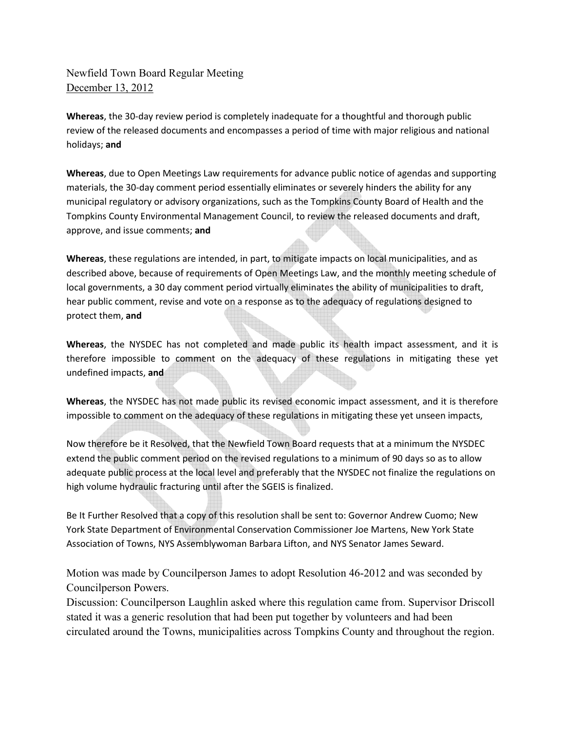Newfield Town Board Regular Meeting
December 13, 2012

**Whereas**, the 30-day review period is completely inadequate for a thoughtful and thorough public review of the released documents and encompasses a period of time with major religious and national holidays; **and**

**Whereas**, due to Open Meetings Law requirements for advance public notice of agendas and supporting materials, the 30-day comment period essentially eliminates or severely hinders the ability for any municipal regulatory or advisory organizations, such as the Tompkins County Board of Health and the Tompkins County Environmental Management Council, to review the released documents and draft, approve, and issue comments; **and**

**Whereas**, these regulations are intended, in part, to mitigate impacts on local municipalities, and as described above, because of requirements of Open Meetings Law, and the monthly meeting schedule of local governments, a 30 day comment period virtually eliminates the ability of municipalities to draft, hear public comment, revise and vote on a response as to the adequacy of regulations designed to protect them, **and**

**Whereas**, the NYSDEC has not completed and made public its health impact assessment, and it is therefore impossible to comment on the adequacy of these regulations in mitigating these yet undefined impacts, **and**

**Whereas**, the NYSDEC has not made public its revised economic impact assessment, and it is therefore impossible to comment on the adequacy of these regulations in mitigating these yet unseen impacts,

Now therefore be it Resolved, that the Newfield Town Board requests that at a minimum the NYSDEC extend the public comment period on the revised regulations to a minimum of 90 days so as to allow adequate public process at the local level and preferably that the NYSDEC not finalize the regulations on high volume hydraulic fracturing until after the SGEIS is finalized.

Be It Further Resolved that a copy of this resolution shall be sent to: Governor Andrew Cuomo; New York State Department of Environmental Conservation Commissioner Joe Martens, New York State Association of Towns, NYS Assemblywoman Barbara Lifton, and NYS Senator James Seward.

Motion was made by Councilperson James to adopt Resolution 46-2012 and was seconded by Councilperson Powers.

Discussion: Councilperson Laughlin asked where this regulation came from. Supervisor Driscoll stated it was a generic resolution that had been put together by volunteers and had been circulated around the Towns, municipalities across Tompkins County and throughout the region.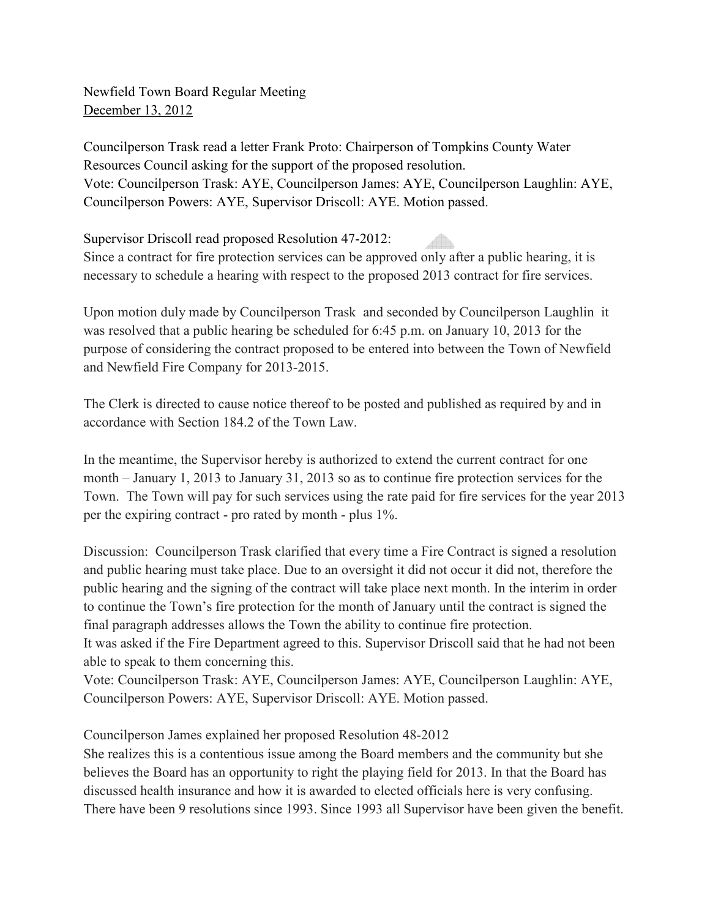Newfield Town Board Regular Meeting
December 13, 2012

Councilperson Trask read a letter Frank Proto: Chairperson of Tompkins County Water Resources Council asking for the support of the proposed resolution.
Vote: Councilperson Trask: AYE, Councilperson James: AYE, Councilperson Laughlin: AYE, Councilperson Powers: AYE, Supervisor Driscoll: AYE. Motion passed.

Supervisor Driscoll read proposed Resolution 47-2012:
Since a contract for fire protection services can be approved only after a public hearing, it is necessary to schedule a hearing with respect to the proposed 2013 contract for fire services.

Upon motion duly made by Councilperson Trask and seconded by Councilperson Laughlin it was resolved that a public hearing be scheduled for 6:45 p.m. on January 10, 2013 for the purpose of considering the contract proposed to be entered into between the Town of Newfield and Newfield Fire Company for 2013-2015.

The Clerk is directed to cause notice thereof to be posted and published as required by and in accordance with Section 184.2 of the Town Law.

In the meantime, the Supervisor hereby is authorized to extend the current contract for one month – January 1, 2013 to January 31, 2013 so as to continue fire protection services for the Town. The Town will pay for such services using the rate paid for fire services for the year 2013 per the expiring contract - pro rated by month - plus 1%.

Discussion: Councilperson Trask clarified that every time a Fire Contract is signed a resolution and public hearing must take place. Due to an oversight it did not occur it did not, therefore the public hearing and the signing of the contract will take place next month. In the interim in order to continue the Town's fire protection for the month of January until the contract is signed the final paragraph addresses allows the Town the ability to continue fire protection.
It was asked if the Fire Department agreed to this. Supervisor Driscoll said that he had not been able to speak to them concerning this.
Vote: Councilperson Trask: AYE, Councilperson James: AYE, Councilperson Laughlin: AYE, Councilperson Powers: AYE, Supervisor Driscoll: AYE. Motion passed.

Councilperson James explained her proposed Resolution 48-2012
She realizes this is a contentious issue among the Board members and the community but she believes the Board has an opportunity to right the playing field for 2013. In that the Board has discussed health insurance and how it is awarded to elected officials here is very confusing. There have been 9 resolutions since 1993. Since 1993 all Supervisor have been given the benefit.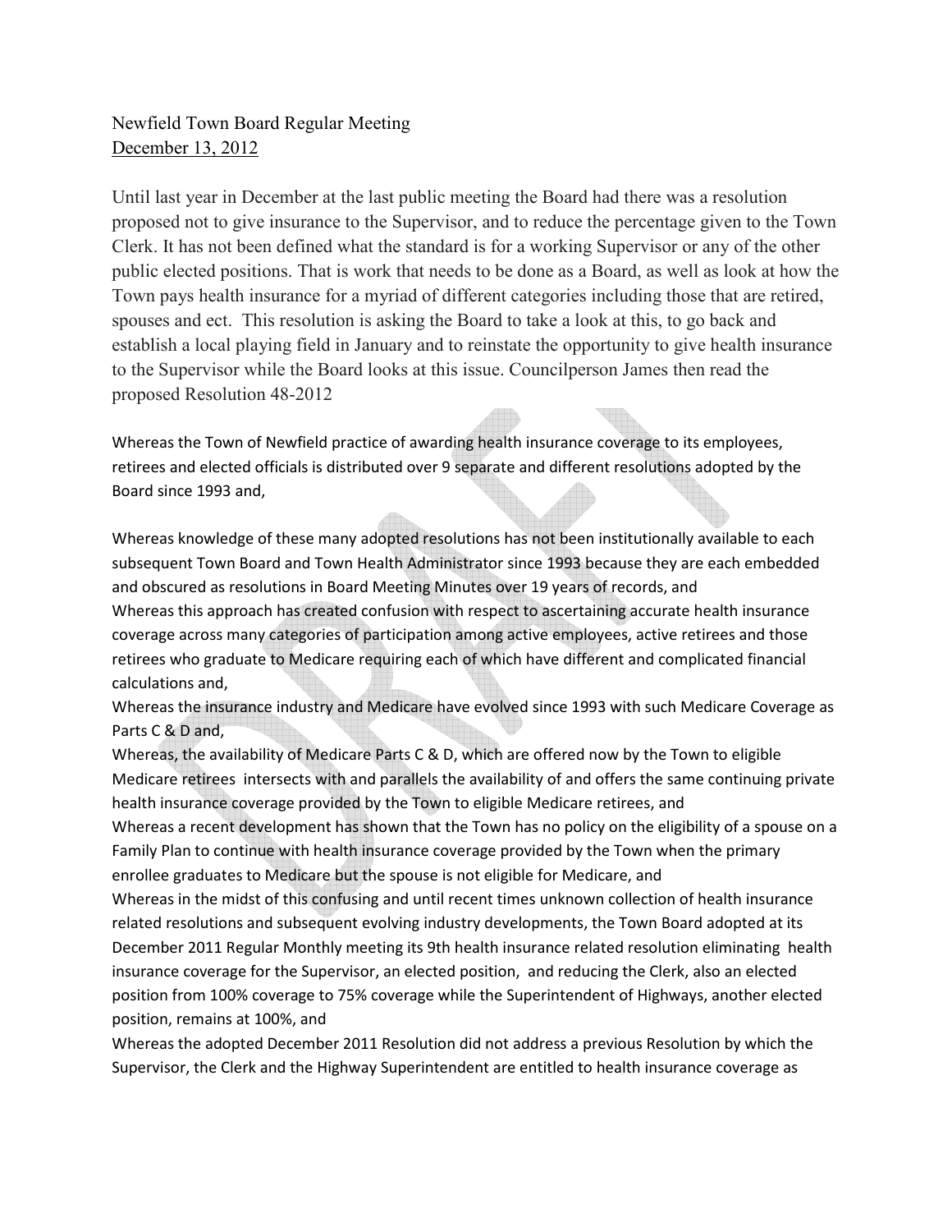Newfield Town Board Regular Meeting
December 13, 2012

Until last year in December at the last public meeting the Board had there was a resolution proposed not to give insurance to the Supervisor, and to reduce the percentage given to the Town Clerk. It has not been defined what the standard is for a working Supervisor or any of the other public elected positions. That is work that needs to be done as a Board, as well as look at how the Town pays health insurance for a myriad of different categories including those that are retired, spouses and ect. This resolution is asking the Board to take a look at this, to go back and establish a local playing field in January and to reinstate the opportunity to give health insurance to the Supervisor while the Board looks at this issue. Councilperson James then read the proposed Resolution 48-2012

Whereas the Town of Newfield practice of awarding health insurance coverage to its employees, retirees and elected officials is distributed over 9 separate and different resolutions adopted by the Board since 1993 and,

Whereas knowledge of these many adopted resolutions has not been institutionally available to each subsequent Town Board and Town Health Administrator since 1993 because they are each embedded and obscured as resolutions in Board Meeting Minutes over 19 years of records, and

Whereas this approach has created confusion with respect to ascertaining accurate health insurance coverage across many categories of participation among active employees, active retirees and those retirees who graduate to Medicare requiring each of which have different and complicated financial calculations and,

Whereas the insurance industry and Medicare have evolved since 1993 with such Medicare Coverage as Parts C & D and,

Whereas, the availability of Medicare Parts C & D, which are offered now by the Town to eligible Medicare retirees intersects with and parallels the availability of and offers the same continuing private health insurance coverage provided by the Town to eligible Medicare retirees, and

Whereas a recent development has shown that the Town has no policy on the eligibility of a spouse on a Family Plan to continue with health insurance coverage provided by the Town when the primary enrollee graduates to Medicare but the spouse is not eligible for Medicare, and

Whereas in the midst of this confusing and until recent times unknown collection of health insurance related resolutions and subsequent evolving industry developments, the Town Board adopted at its December 2011 Regular Monthly meeting its 9th health insurance related resolution eliminating health insurance coverage for the Supervisor, an elected position, and reducing the Clerk, also an elected position from 100% coverage to 75% coverage while the Superintendent of Highways, another elected position, remains at 100%, and

Whereas the adopted December 2011 Resolution did not address a previous Resolution by which the Supervisor, the Clerk and the Highway Superintendent are entitled to health insurance coverage as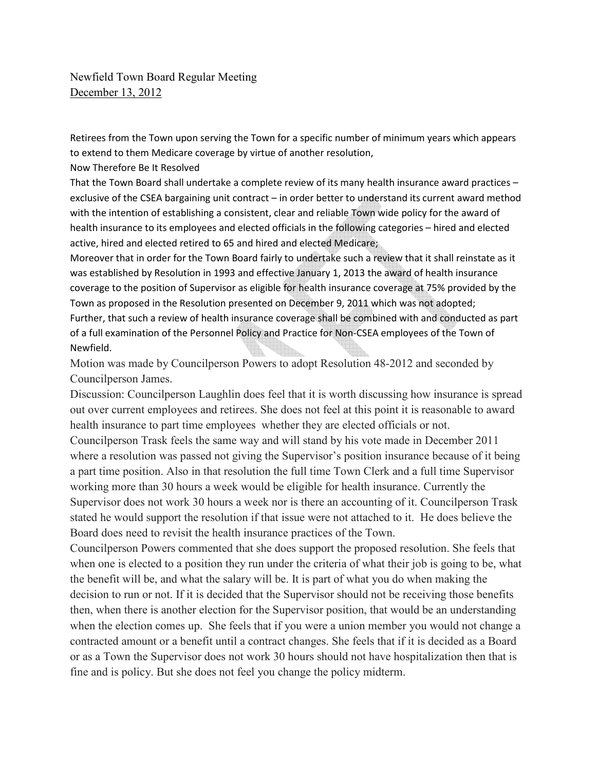Newfield Town Board Regular Meeting
December 13, 2012

Retirees from the Town upon serving the Town for a specific number of minimum years which appears to extend to them Medicare coverage by virtue of another resolution,

Now Therefore Be It Resolved

That the Town Board shall undertake a complete review of its many health insurance award practices – exclusive of the CSEA bargaining unit contract – in order better to understand its current award method with the intention of establishing a consistent, clear and reliable Town wide policy for the award of health insurance to its employees and elected officials in the following categories – hired and elected active, hired and elected retired to 65 and hired and elected Medicare;

Moreover that in order for the Town Board fairly to undertake such a review that it shall reinstate as it was established by Resolution in 1993 and effective January 1, 2013 the award of health insurance coverage to the position of Supervisor as eligible for health insurance coverage at 75% provided by the Town as proposed in the Resolution presented on December 9, 2011 which was not adopted;

Further, that such a review of health insurance coverage shall be combined with and conducted as part of a full examination of the Personnel Policy and Practice for Non-CSEA employees of the Town of Newfield.

Motion was made by Councilperson Powers to adopt Resolution 48-2012 and seconded by Councilperson James.

Discussion: Councilperson Laughlin does feel that it is worth discussing how insurance is spread out over current employees and retirees. She does not feel at this point it is reasonable to award health insurance to part time employees whether they are elected officials or not.

Councilperson Trask feels the same way and will stand by his vote made in December 2011 where a resolution was passed not giving the Supervisor's position insurance because of it being a part time position. Also in that resolution the full time Town Clerk and a full time Supervisor working more than 30 hours a week would be eligible for health insurance. Currently the Supervisor does not work 30 hours a week nor is there an accounting of it. Councilperson Trask stated he would support the resolution if that issue were not attached to it. He does believe the Board does need to revisit the health insurance practices of the Town.

Councilperson Powers commented that she does support the proposed resolution. She feels that when one is elected to a position they run under the criteria of what their job is going to be, what the benefit will be, and what the salary will be. It is part of what you do when making the decision to run or not. If it is decided that the Supervisor should not be receiving those benefits then, when there is another election for the Supervisor position, that would be an understanding when the election comes up. She feels that if you were a union member you would not change a contracted amount or a benefit until a contract changes. She feels that if it is decided as a Board or as a Town the Supervisor does not work 30 hours should not have hospitalization then that is fine and is policy. But she does not feel you change the policy midterm.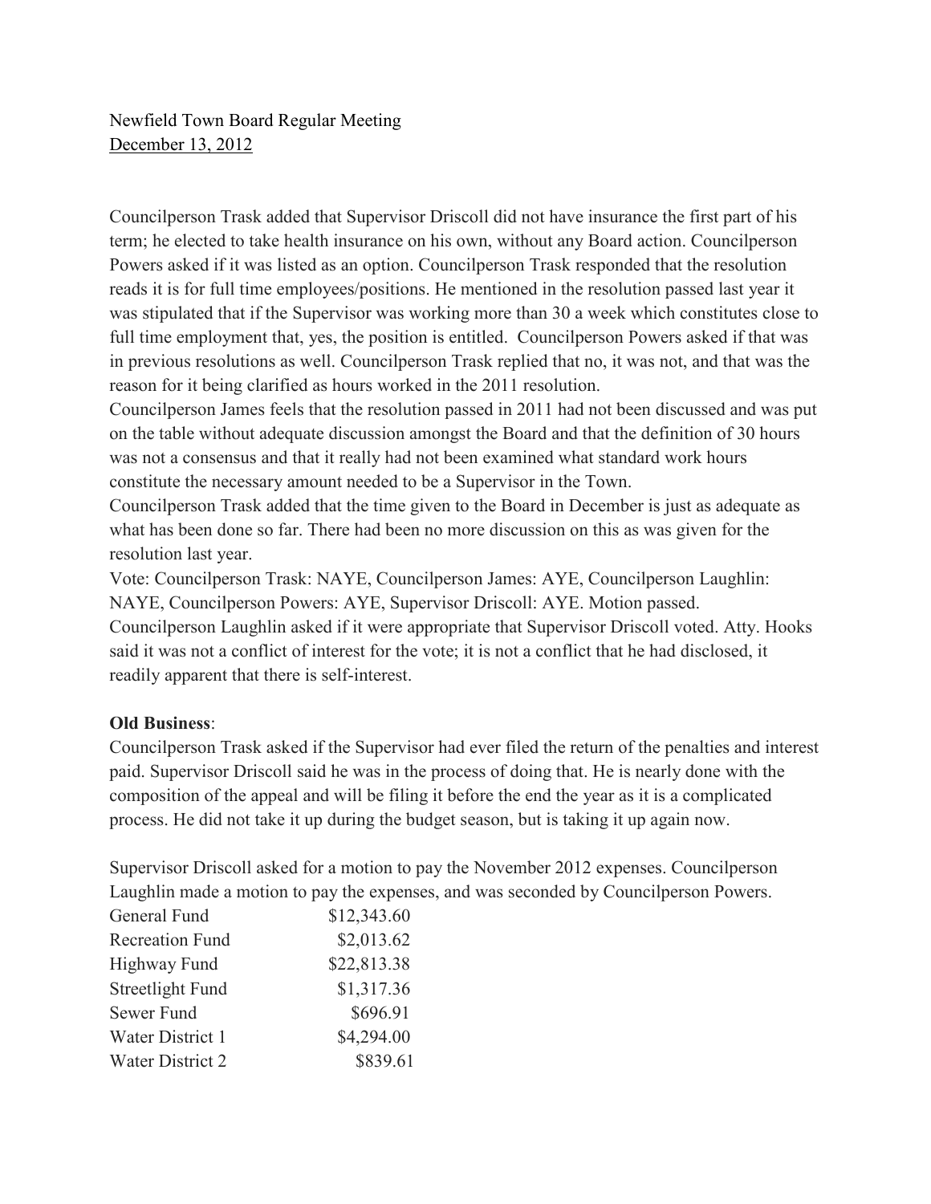Newfield Town Board Regular Meeting
December 13, 2012

Councilperson Trask added that Supervisor Driscoll did not have insurance the first part of his term; he elected to take health insurance on his own, without any Board action. Councilperson Powers asked if it was listed as an option. Councilperson Trask responded that the resolution reads it is for full time employees/positions. He mentioned in the resolution passed last year it was stipulated that if the Supervisor was working more than 30 a week which constitutes close to full time employment that, yes, the position is entitled. Councilperson Powers asked if that was in previous resolutions as well. Councilperson Trask replied that no, it was not, and that was the reason for it being clarified as hours worked in the 2011 resolution.
Councilperson James feels that the resolution passed in 2011 had not been discussed and was put on the table without adequate discussion amongst the Board and that the definition of 30 hours was not a consensus and that it really had not been examined what standard work hours constitute the necessary amount needed to be a Supervisor in the Town.
Councilperson Trask added that the time given to the Board in December is just as adequate as what has been done so far. There had been no more discussion on this as was given for the resolution last year.
Vote: Councilperson Trask: NAYE, Councilperson James: AYE, Councilperson Laughlin: NAYE, Councilperson Powers: AYE, Supervisor Driscoll: AYE. Motion passed.
Councilperson Laughlin asked if it were appropriate that Supervisor Driscoll voted. Atty. Hooks said it was not a conflict of interest for the vote; it is not a conflict that he had disclosed, it readily apparent that there is self-interest.

**Old Business**:
Councilperson Trask asked if the Supervisor had ever filed the return of the penalties and interest paid. Supervisor Driscoll said he was in the process of doing that. He is nearly done with the composition of the appeal and will be filing it before the end the year as it is a complicated process. He did not take it up during the budget season, but is taking it up again now.

Supervisor Driscoll asked for a motion to pay the November 2012 expenses. Councilperson Laughlin made a motion to pay the expenses, and was seconded by Councilperson Powers.

| | |
|---|---|
| General Fund | $12,343.60 |
| Recreation Fund | $2,013.62 |
| Highway Fund | $22,813.38 |
| Streetlight Fund | $1,317.36 |
| Sewer Fund | $696.91 |
| Water District 1 | $4,294.00 |
| Water District 2 | $839.61 |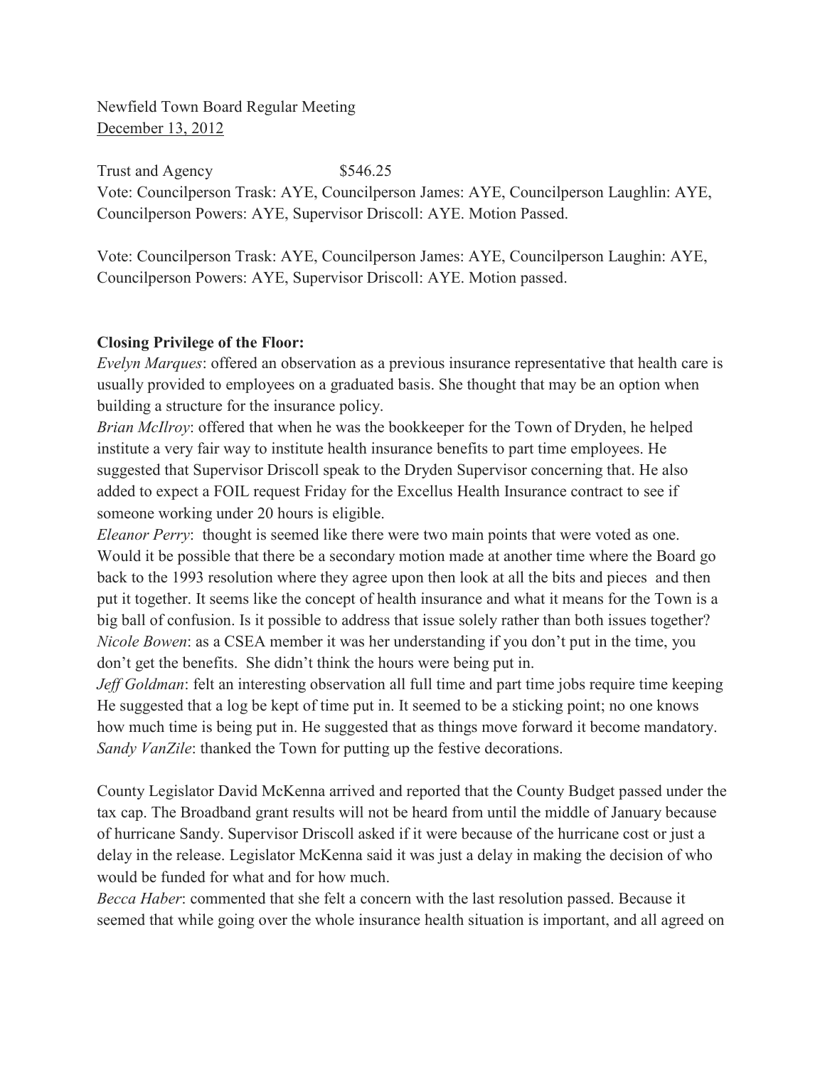Newfield Town Board Regular Meeting
December 13, 2012

Trust and Agency $546.25
Vote: Councilperson Trask: AYE, Councilperson James: AYE, Councilperson Laughlin: AYE, Councilperson Powers: AYE, Supervisor Driscoll: AYE. Motion Passed.

Vote: Councilperson Trask: AYE, Councilperson James: AYE, Councilperson Laughin: AYE, Councilperson Powers: AYE, Supervisor Driscoll: AYE. Motion passed.

**Closing Privilege of the Floor:**
*Evelyn Marques*: offered an observation as a previous insurance representative that health care is usually provided to employees on a graduated basis. She thought that may be an option when building a structure for the insurance policy.
*Brian McIlroy*: offered that when he was the bookkeeper for the Town of Dryden, he helped institute a very fair way to institute health insurance benefits to part time employees. He suggested that Supervisor Driscoll speak to the Dryden Supervisor concerning that. He also added to expect a FOIL request Friday for the Excellus Health Insurance contract to see if someone working under 20 hours is eligible.
*Eleanor Perry*: thought is seemed like there were two main points that were voted as one. Would it be possible that there be a secondary motion made at another time where the Board go back to the 1993 resolution where they agree upon then look at all the bits and pieces and then put it together. It seems like the concept of health insurance and what it means for the Town is a big ball of confusion. Is it possible to address that issue solely rather than both issues together?
*Nicole Bowen*: as a CSEA member it was her understanding if you don't put in the time, you don't get the benefits. She didn't think the hours were being put in.
*Jeff Goldman*: felt an interesting observation all full time and part time jobs require time keeping He suggested that a log be kept of time put in. It seemed to be a sticking point; no one knows how much time is being put in. He suggested that as things move forward it become mandatory.
*Sandy VanZile*: thanked the Town for putting up the festive decorations.

County Legislator David McKenna arrived and reported that the County Budget passed under the tax cap. The Broadband grant results will not be heard from until the middle of January because of hurricane Sandy. Supervisor Driscoll asked if it were because of the hurricane cost or just a delay in the release. Legislator McKenna said it was just a delay in making the decision of who would be funded for what and for how much.
*Becca Haber*: commented that she felt a concern with the last resolution passed. Because it seemed that while going over the whole insurance health situation is important, and all agreed on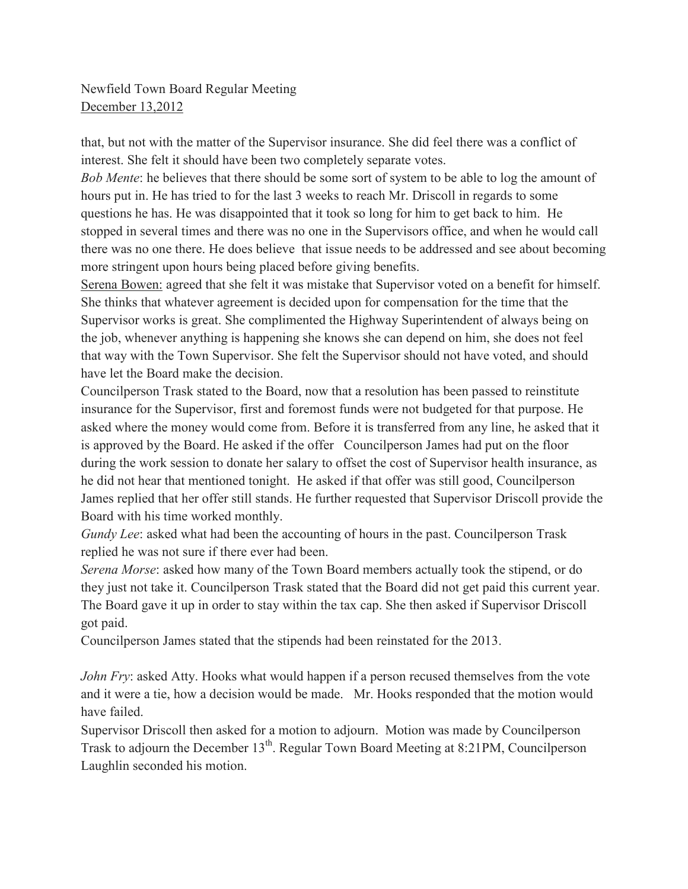Newfield Town Board Regular Meeting
December 13,2012

that, but not with the matter of the Supervisor insurance. She did feel there was a conflict of interest. She felt it should have been two completely separate votes.

*Bob Mente*: he believes that there should be some sort of system to be able to log the amount of hours put in. He has tried to for the last 3 weeks to reach Mr. Driscoll in regards to some questions he has. He was disappointed that it took so long for him to get back to him. He stopped in several times and there was no one in the Supervisors office, and when he would call there was no one there. He does believe that issue needs to be addressed and see about becoming more stringent upon hours being placed before giving benefits.

Serena Bowen: agreed that she felt it was mistake that Supervisor voted on a benefit for himself. She thinks that whatever agreement is decided upon for compensation for the time that the Supervisor works is great. She complimented the Highway Superintendent of always being on the job, whenever anything is happening she knows she can depend on him, she does not feel that way with the Town Supervisor. She felt the Supervisor should not have voted, and should have let the Board make the decision.

Councilperson Trask stated to the Board, now that a resolution has been passed to reinstitute insurance for the Supervisor, first and foremost funds were not budgeted for that purpose. He asked where the money would come from. Before it is transferred from any line, he asked that it is approved by the Board. He asked if the offer Councilperson James had put on the floor during the work session to donate her salary to offset the cost of Supervisor health insurance, as he did not hear that mentioned tonight. He asked if that offer was still good, Councilperson James replied that her offer still stands. He further requested that Supervisor Driscoll provide the Board with his time worked monthly.

*Gundy Lee*: asked what had been the accounting of hours in the past. Councilperson Trask replied he was not sure if there ever had been.

*Serena Morse*: asked how many of the Town Board members actually took the stipend, or do they just not take it. Councilperson Trask stated that the Board did not get paid this current year. The Board gave it up in order to stay within the tax cap. She then asked if Supervisor Driscoll got paid.

Councilperson James stated that the stipends had been reinstated for the 2013.

*John Fry*: asked Atty. Hooks what would happen if a person recused themselves from the vote and it were a tie, how a decision would be made. Mr. Hooks responded that the motion would have failed.

Supervisor Driscoll then asked for a motion to adjourn. Motion was made by Councilperson Trask to adjourn the December 13th. Regular Town Board Meeting at 8:21PM, Councilperson Laughlin seconded his motion.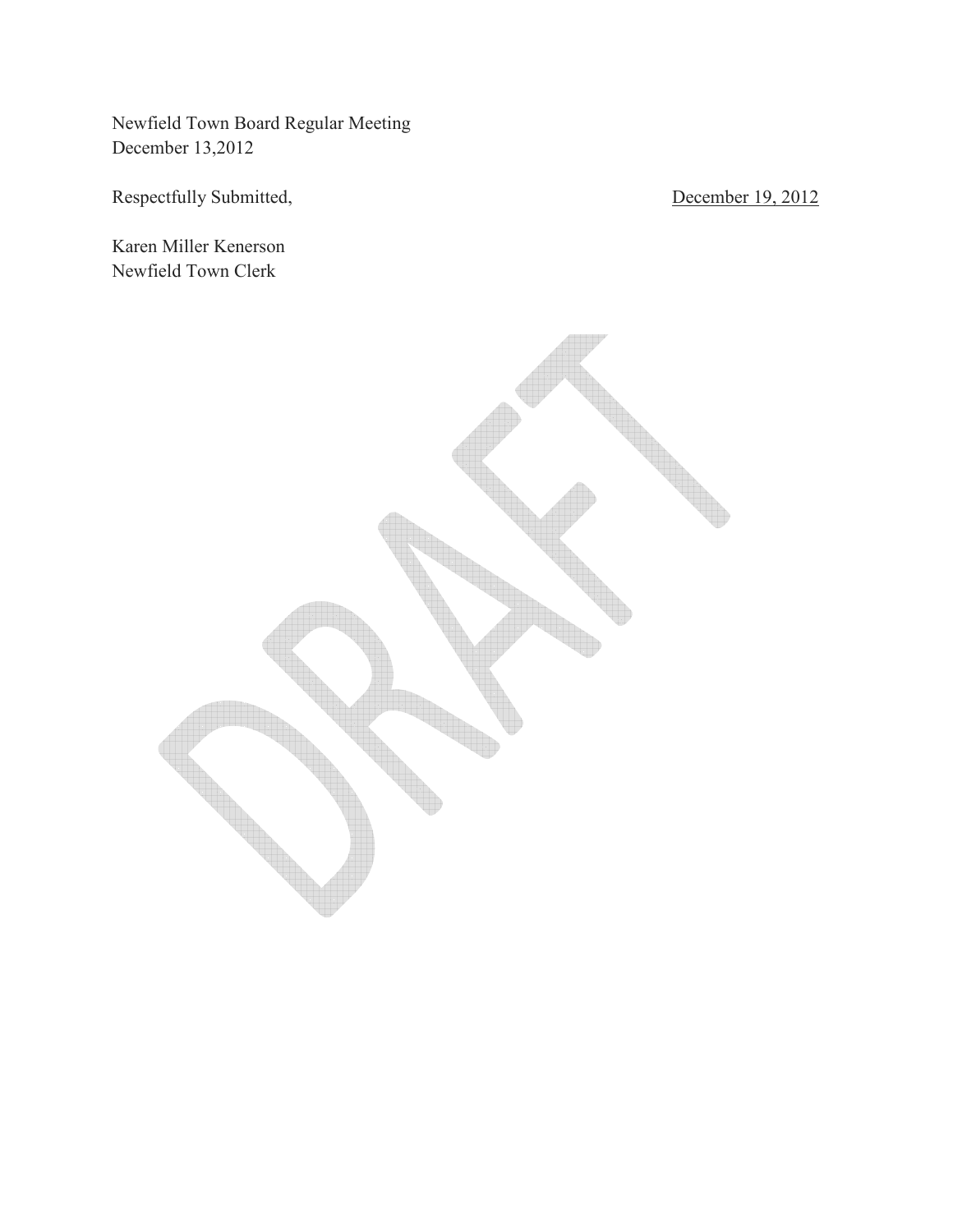Respectfully Submitted, December 19, 2012

Karen Miller Kenerson
Newfield Town Clerk